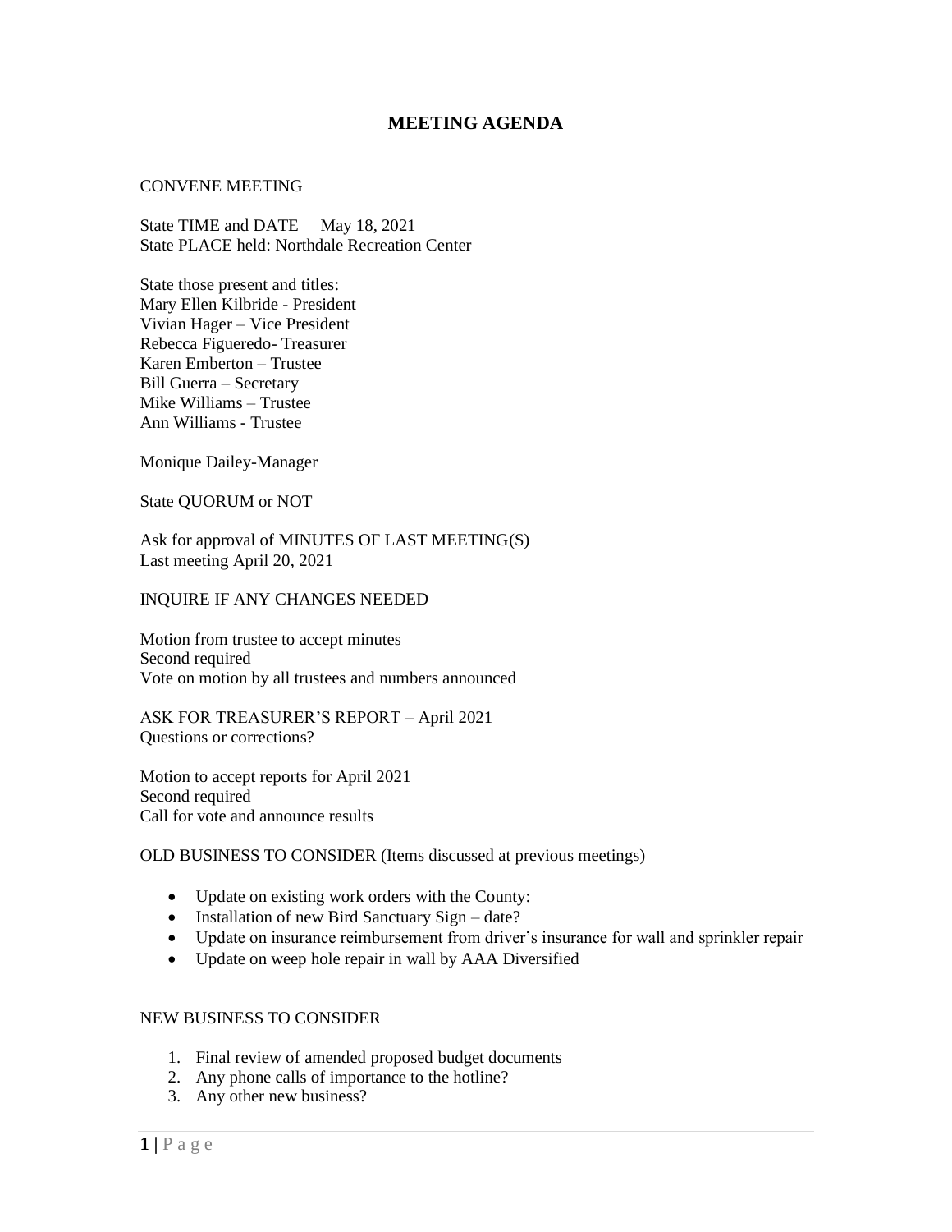# MEETING AGENDA

CONVENE MEETING

State TIME and DATE    May 18, 2021
State PLACE held: Northdale Recreation Center

State those present and titles:
Mary Ellen Kilbride - President
Vivian Hager – Vice President
Rebecca Figueredo- Treasurer
Karen Emberton – Trustee
Bill Guerra – Secretary
Mike Williams – Trustee
Ann Williams - Trustee

Monique Dailey-Manager

State QUORUM or NOT

Ask for approval of MINUTES OF LAST MEETING(S)
Last meeting April 20, 2021

INQUIRE IF ANY CHANGES NEEDED

Motion from trustee to accept minutes
Second required
Vote on motion by all trustees and numbers announced

ASK FOR TREASURER'S REPORT – April 2021
Questions or corrections?

Motion to accept reports for April 2021
Second required
Call for vote and announce results

OLD BUSINESS TO CONSIDER (Items discussed at previous meetings)

- Update on existing work orders with the County:
- Installation of new Bird Sanctuary Sign – date?
- Update on insurance reimbursement from driver's insurance for wall and sprinkler repair
- Update on weep hole repair in wall by AAA Diversified

NEW BUSINESS TO CONSIDER

1. Final review of amended proposed budget documents
2. Any phone calls of importance to the hotline?
3. Any other new business?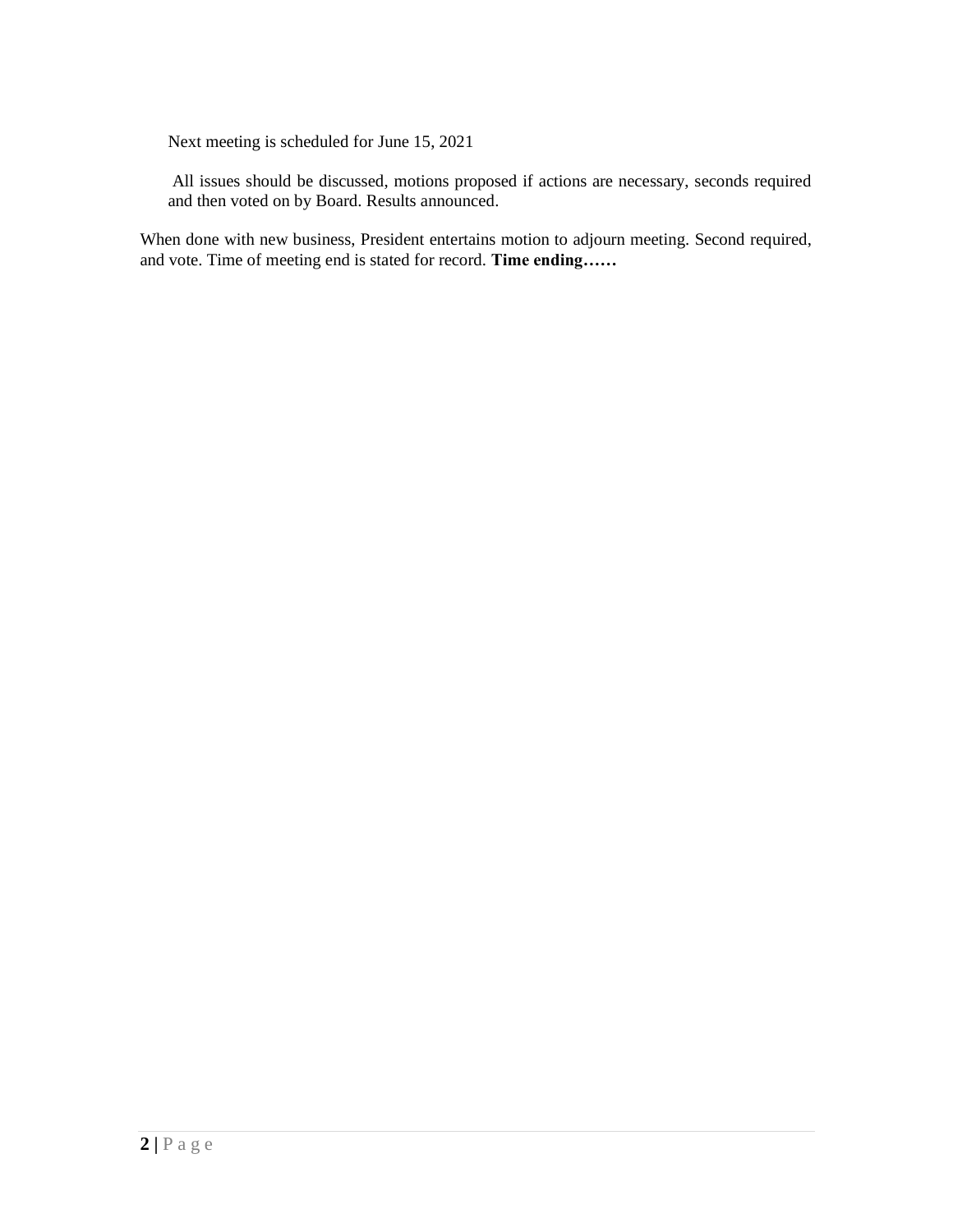Next meeting is scheduled for June 15, 2021

All issues should be discussed, motions proposed if actions are necessary, seconds required and then voted on by Board. Results announced.

When done with new business, President entertains motion to adjourn meeting. Second required, and vote. Time of meeting end is stated for record. **Time ending……**